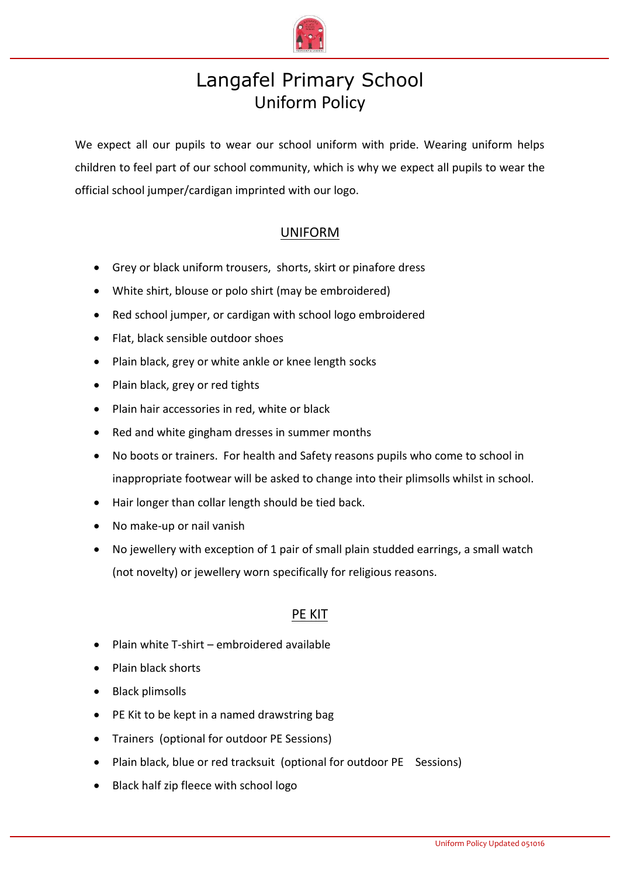# Langafel Primary School
## Uniform Policy

We expect all our pupils to wear our school uniform with pride. Wearing uniform helps children to feel part of our school community, which is why we expect all pupils to wear the official school jumper/cardigan imprinted with our logo.

## UNIFORM

- Grey or black uniform trousers,  shorts, skirt or pinafore dress
- White shirt, blouse or polo shirt (may be embroidered)
- Red school jumper, or cardigan with school logo embroidered
- Flat, black sensible outdoor shoes
- Plain black, grey or white ankle or knee length socks
- Plain black, grey or red tights
- Plain hair accessories in red, white or black
- Red and white gingham dresses in summer months
- No boots or trainers.  For health and Safety reasons pupils who come to school in inappropriate footwear will be asked to change into their plimsolls whilst in school.
- Hair longer than collar length should be tied back.
- No make-up or nail vanish
- No jewellery with exception of 1 pair of small plain studded earrings, a small watch (not novelty) or jewellery worn specifically for religious reasons.

## PE KIT

- Plain white T-shirt – embroidered available
- Plain black shorts
- Black plimsolls
- PE Kit to be kept in a named drawstring bag
- Trainers  (optional for outdoor PE Sessions)
- Plain black, blue or red tracksuit  (optional for outdoor PE    Sessions)
- Black half zip fleece with school logo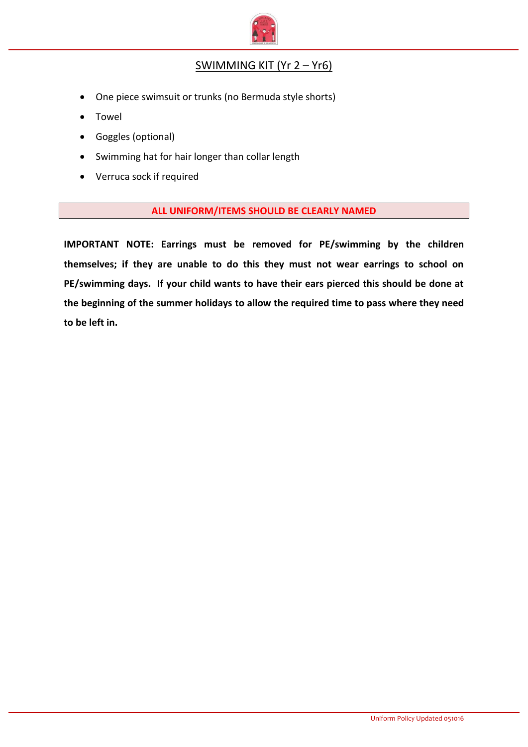## SWIMMING KIT (Yr 2 – Yr6)

- One piece swimsuit or trunks (no Bermuda style shorts)
- Towel
- Goggles (optional)
- Swimming hat for hair longer than collar length
- Verruca sock if required

**ALL UNIFORM/ITEMS SHOULD BE CLEARLY NAMED**

**IMPORTANT NOTE: Earrings must be removed for PE/swimming by the children themselves; if they are unable to do this they must not wear earrings to school on PE/swimming days. If your child wants to have their ears pierced this should be done at the beginning of the summer holidays to allow the required time to pass where they need to be left in.**